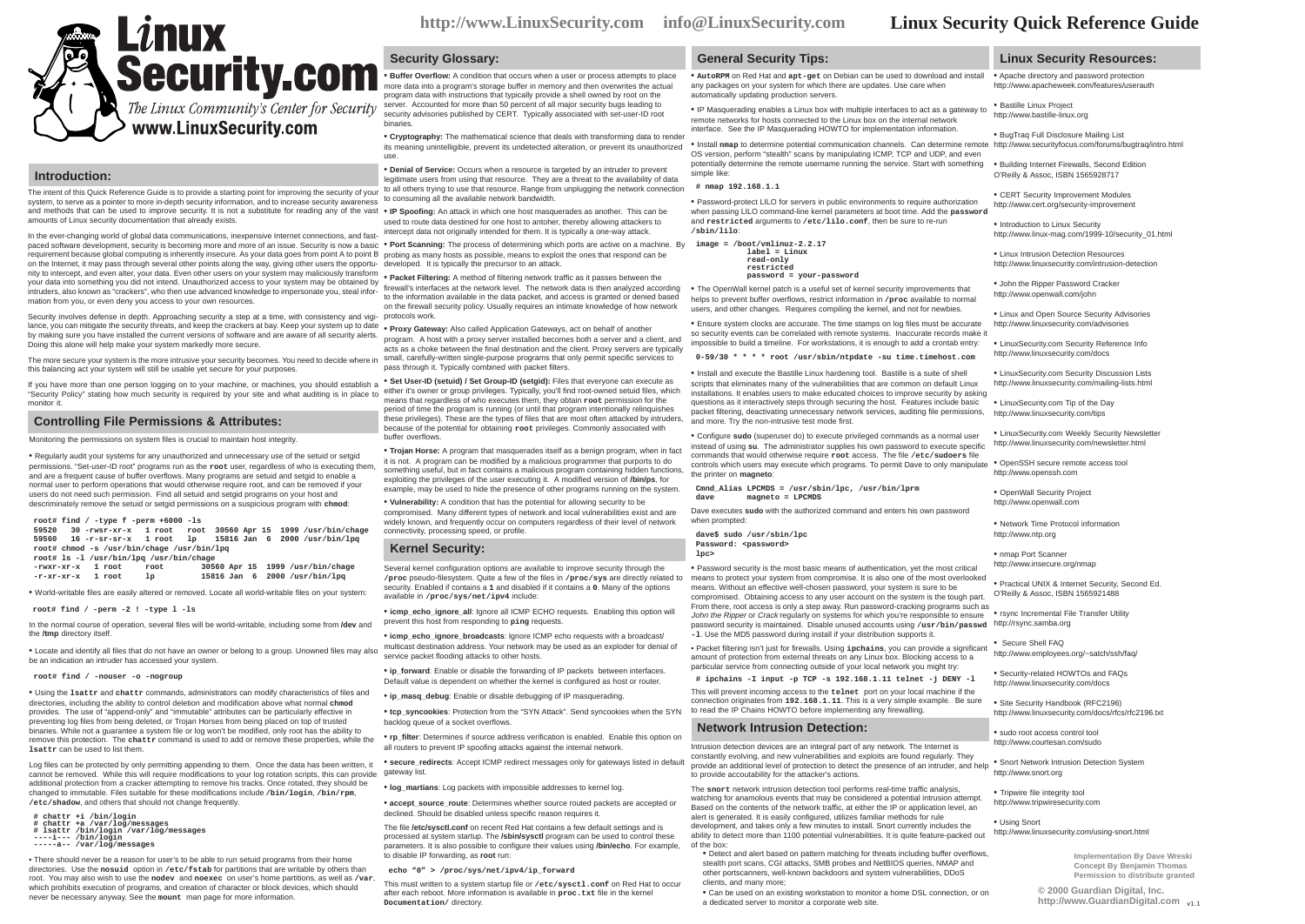# LinuxSecurity.com

*The Linux Community's Center for Security*

**www.LinuxSecurity.com**

**http://www.LinuxSecurity.com    info@LinuxSecurity.com**

# Linux Security Quick Reference Guide

## Introduction:

The intent of this Quick Reference Guide is to provide a starting point for improving the security of your system, to serve as a pointer to more in-depth security information, and to increase security awareness and methods that can be used to improve security. It is not a substitute for reading any of the vast amounts of Linux security documentation that already exists.

In the ever-changing world of global data communications, inexpensive Internet connections, and fast-paced software development, security is becoming more and more of an issue. Security is now a basic requirement because global computing is inherently insecure. As your data goes from point A to point B on the Internet, it may pass through several other points along the way, giving other users the opportunity to intercept, and even alter, your data. Even other users on your system may maliciously transform your data into something you did not intend. Unauthorized access to your system may be obtained by intruders, also known as "crackers", who then use advanced knowledge to impersonate you, steal information from you, or even deny you access to your own resources.

Security involves defense in depth. Approaching security a step at a time, with consistency and vigilance, you can mitigate the security threats, and keep the crackers at bay. Keep your system up to date by making sure you have installed the current versions of software and are aware of all security alerts. Doing this alone will help make your system markedly more secure.

The more secure your system is the more intrusive your security becomes. You need to decide where in this balancing act your system will still be usable yet secure for your purposes.

If you have more than one person logging on to your machine, or machines, you should establish a "Security Policy" stating how much security is required by your site and what auditing is in place to monitor it.

## Controlling File Permissions & Attributes:

Monitoring the permissions on system files is crucial to maintain host integrity.

• Regularly audit your systems for any unauthorized and unnecessary use of the setuid or setgid permissions. "Set-user-ID root" programs run as the **root** user, regardless of who is executing them, and are a frequent cause of buffer overflows. Many programs are setuid and setgid to enable a normal user to perform operations that would otherwise require root, and can be removed if your users do not need such permission. Find all setuid and setgid programs on your host and descriminately remove the setuid or setgid permissions on a suspicious program with **chmod**:

```
root# find / -type f -perm +6000 -ls
59520   30 -rwsr-xr-x   1 root   root  30560 Apr 15  1999 /usr/bin/chage
59560   16 -r-sr-sr-x   1 root   lp    15816 Jan  6  2000 /usr/bin/lpq
root# chmod -s /usr/bin/chage /usr/bin/lpq
root# ls -l /usr/bin/lpq /usr/bin/chage
-rwxr-xr-x   1 root    root        30560 Apr 15  1999 /usr/bin/chage
-r-xr-xr-x   1 root    lp          15816 Jan  6  2000 /usr/bin/lpq
```

• World-writable files are easily altered or removed. Locate all world-writable files on your system:

```
root# find / -perm -2 ! -type l -ls
```

In the normal course of operation, several files will be world-writable, including some from **/dev** and the **/tmp** directory itself.

• Locate and identify all files that do not have an owner or belong to a group. Unowned files may also be an indication an intruder has accessed your system.

```
root# find / -nouser -o -nogroup
```

• Using the **lsattr** and **chattr** commands, administrators can modify characteristics of files and directories, including the ability to control deletion and modification above what normal **chmod** provides. The use of "append-only" and "immutable" attributes can be particularly effective in preventing log files from being deleted, or Trojan Horses from being placed on top of trusted binaries. While not a guarantee a system file or log won't be modified, only root has the ability to remove this protection. The **chattr** command is used to add or remove these properties, while the **lsattr** can be used to list them.

Log files can be protected by only permitting appending to them. Once the data has been written, it cannot be removed. While this will require modifications to your log rotation scripts, this can provide additional protection from a cracker attempting to remove his tracks. Once rotated, they should be changed to immutable. Files suitable for these modifications include **/bin/login**, **/bin/rpm**, **/etc/shadow**, and others that should not change frequently.

```
# chattr +i /bin/login
# chattr +a /var/log/messages
# lsattr /bin/login /var/log/messages
----i--- /bin/login
-----a-- /var/log/messages
```

• There should never be a reason for user's to be able to run setuid programs from their home directories. Use the **nosuid** option in **/etc/fstab** for partitions that are writable by others than root. You may also wish to use the **nodev** and **noexec** on user's home partitions, as well as **/var**, which prohibits execution of programs, and creation of character or block devices, which should never be necessary anyway. See the **mount** man page for more information.

## Security Glossary:

• **Buffer Overflow:** A condition that occurs when a user or process attempts to place more data into a program's storage buffer in memory and then overwrites the actual program data with instructions that typically provide a shell owned by root on the server. Accounted for more than 50 percent of all major security bugs leading to security advisories published by CERT. Typically associated with set-user-ID root binaries.

• **Cryptography:** The mathematical science that deals with transforming data to render its meaning unintelligible, prevent its undetected alteration, or prevent its unauthorized use.

• **Denial of Service:** Occurs when a resource is targeted by an intruder to prevent legitimate users from using that resource. They are a threat to the availability of data to all others trying to use that resource. Range from unplugging the network connection to consuming all the available network bandwidth.

• **IP Spoofing:** An attack in which one host masquerades as another. This can be used to route data destined for one host to antoher, thereby allowing attackers to intercept data not originally intended for them. It is typically a one-way attack.

• **Port Scanning:** The process of determining which ports are active on a machine. By probing as many hosts as possible, means to exploit the ones that respond can be developed. It is typically the precursor to an attack.

• **Packet Filtering:** A method of filtering network traffic as it passes between the firewall's interfaces at the network level. The network data is then analyzed according to the information available in the data packet, and access is granted or denied based on the firewall security policy. Usually requires an intimate knowledge of how network protocols work.

• **Proxy Gateway:** Also called Application Gateways, act on behalf of another program. A host with a proxy server installed becomes both a server and a client, and acts as a choke between the final destination and the client. Proxy servers are typically small, carefully-written single-purpose programs that only permit specific services to pass through it. Typically combined with packet filters.

• **Set User-ID (setuid) / Set Group-ID (setgid):** Files that everyone can execute as either it's owner or group privileges. Typically, you'll find root-owned setuid files, which means that regardless of who executes them, they obtain **root** permission for the period of time the program is running (or until that program intentionally relinquishes these privileges). These are the types of files that are most often attacked by intruders, because of the potential for obtaining **root** privileges. Commonly associated with buffer overflows.

• **Trojan Horse:** A program that masquerades itself as a benign program, when in fact it is not. A program can be modified by a malicious programmer that purports to do something useful, but in fact contains a malicious program containing hidden functions, exploiting the privileges of the user executing it. A modified version of **/bin/ps**, for example, may be used to hide the presence of other programs running on the system.

• **Vulnerability:** A condition that has the potential for allowing security to be compromised. Many different types of network and local vulnerabilities exist and are widely known, and frequently occur on computers regardless of their level of network connectivity, processing speed, or profile.

## Kernel Security:

Several kernel configuration options are available to improve security through the **/proc** pseudo-filesystem. Quite a few of the files in **/proc/sys** are directly related to security. Enabled it contains a **1** and disabled if it contains a **0**. Many of the options available in **/proc/sys/net/ipv4** include:

• **icmp_echo_ignore_all**: Ignore all ICMP ECHO requests. Enabling this option will prevent this host from responding to **ping** requests.

• **icmp_echo_ignore_broadcasts**: Ignore ICMP echo requests with a broadcast/multicast destination address. Your network may be used as an exploder for denial of service packet flooding attacks to other hosts.

• **ip_forward**: Enable or disable the forwarding of IP packets between interfaces. Default value is dependent on whether the kernel is configured as host or router.

• **ip_masq_debug**: Enable or disable debugging of IP masquerading.

• **tcp_syncookies**: Protection from the "SYN Attack". Send syncookies when the SYN backlog queue of a socket overflows.

• **rp_filter**: Determines if source address verification is enabled. Enable this option on all routers to prevent IP spoofing attacks against the internal network.

• **secure_redirects**: Accept ICMP redirect messages only for gateways listed in default gateway list.

• **log_martians**: Log packets with impossible addresses to kernel log.

• **accept_source_route**: Determines whether source routed packets are accepted or declined. Should be disabled unless specific reason requires it.

The file **/etc/sysctl.conf** on recent Red Hat contains a few default settings and is processed at system startup. The **/sbin/sysctl** program can be used to control these parameters. It is also possible to configure their values using **/bin/echo**. For example, to disable IP forwarding, as **root** run:

```
echo "0" > /proc/sys/net/ipv4/ip_forward
```

This must written to a system startup file or **/etc/sysctl.conf** on Red Hat to occur after each reboot. More information is available in **proc.txt** file in the kernel **Documentation/** directory.

## General Security Tips:

• **AutoRPM** on Red Hat and **apt-get** on Debian can be used to download and install any packages on your system for which there are updates. Use care when automatically updating production servers.

• IP Masquerading enables a Linux box with multiple interfaces to act as a gateway to remote networks for hosts connected to the Linux box on the internal network interface. See the IP Masquerading HOWTO for implementation information.

• Install **nmap** to determine potential communication channels. Can determine remote OS version, perform "stealth" scans by manipulating ICMP, TCP and UDP, and even potentially determine the remote username running the service. Start with something simple like:

```
# nmap 192.168.1.1
```

• Password-protect LILO for servers in public environments to require authorization when passing LILO command-line kernel parameters at boot time. Add the **password** and **restricted** arguments to **/etc/lilo.conf**, then be sure to re-run **/sbin/lilo**:

```
image = /boot/vmlinuz-2.2.17
        label = Linux
        read-only
        restricted
        password = your-password
```

• The OpenWall kernel patch is a useful set of kernel security improvements that helps to prevent buffer overflows, restrict information in **/proc** available to normal users, and other changes. Requires compiling the kernel, and not for newbies.

• Ensure system clocks are accurate. The time stamps on log files must be accurate so security events can be correlated with remote systems. Inaccurate records make it impossible to build a timeline. For workstations, it is enough to add a crontab entry:

```
0-59/30 * * * * root /usr/sbin/ntpdate -su time.timehost.com
```

• Install and execute the Bastille Linux hardening tool. Bastille is a suite of shell scripts that eliminates many of the vulnerabilities that are common on default Linux installations. It enables users to make educated choices to improve security by asking questions as it interactively steps through securing the host. Features include basic packet filtering, deactivating unnecessary network services, auditing file permissions, and more. Try the non-intrusive test mode first.

• Configure **sudo** (superuser do) to execute privileged commands as a normal user instead of using **su**. The administrator supplies his own password to execute specific commands that would otherwise require **root** access. The file **/etc/sudoers** file controls which users may execute which programs. To permit Dave to only manipulate the printer on **magneto**:

```
Cmnd_Alias LPCMDS = /usr/sbin/lpc, /usr/bin/lprm
dave        magneto = LPCMDS
```

Dave executes **sudo** with the authorized command and enters his own password when prompted:

```
dave$ sudo /usr/sbin/lpc
Password: <password>
lpc>
```

• Password security is the most basic means of authentication, yet the most critical means to protect your system from compromise. It is also one of the most overlooked means. Without an effective well-chosen password, your system is sure to be compromised. Obtaining access to any user account on the system is the tough part. From there, root access is only a step away. Run password-cracking programs such as *John the Ripper* or *Crack* regularly on systems for which you're responsible to ensure password security is maintained. Disable unused accounts using **/usr/bin/passwd -l**. Use the MD5 password during install if your distribution supports it.

• Packet filtering isn't just for firewalls. Using **ipchains**, you can provide a significant amount of protection from external threats on any Linux box. Blocking access to a particular service from connecting outside of your local network you might try:

```
# ipchains -I input -p TCP -s 192.168.1.11 telnet -j DENY -l
```

This will prevent incoming access to the **telnet** port on your local machine if the connection originates from **192.168.1.11**. This is a very simple example. Be sure to read the IP Chains HOWTO before implementing any firewalling.

## Network Intrusion Detection:

Intrusion detection devices are an integral part of any network. The Internet is constantly evolving, and new vulnerabilities and exploits are found regularly. They provide an additional level of protection to detect the presence of an intruder, and help to provide accoutability for the attacker's actions.

The **snort** network intrusion detection tool performs real-time traffic analysis, watching for anamolous events that may be considered a potential intrusion attempt. Based on the contents of the network traffic, at either the IP or application level, an alert is generated. It is easily configured, utilizes familiar methods for rule development, and takes only a few minutes to install. Snort currently includes the ability to detect more than 1100 potential vulnerabilities. It is quite feature-packed out of the box:

• Detect and alert based on pattern matching for threats including buffer overflows, stealth port scans, CGI attacks, SMB probes and NetBIOS queries, NMAP and other portscanners, well-known backdoors and system vulnerabilities, DDoS clients, and many more;

• Can be used on an existing workstation to monitor a home DSL connection, or on a dedicated server to monitor a corporate web site.

## Linux Security Resources:

• Apache directory and password protection
http://www.apacheweek.com/features/userauth

• Bastille Linux Project
http://www.bastille-linux.org

• BugTraq Full Disclosure Mailing List
http://www.securityfocus.com/forums/bugtraq/intro.html

• Building Internet Firewalls, Second Edition
O'Reilly & Assoc, ISBN 1565928717

• CERT Security Improvement Modules
http://www.cert.org/security-improvement

• Introduction to Linux Security
http://www.linux-mag.com/1999-10/security_01.html

• Linux Intrusion Detection Resources
http://www.linuxsecurity.com/intrusion-detection

• John the Ripper Password Cracker
http://www.openwall.com/john

• Linux and Open Source Security Advisories
http://www.linuxsecurity.com/advisories

• LinuxSecurity.com Security Reference Info
http://www.linuxsecurity.com/docs

• LinuxSecurity.com Security Discussion Lists
http://www.linuxsecurity.com/mailing-lists.html

• LinuxSecurity.com Tip of the Day
http://www.linuxsecurity.com/tips

• LinuxSecurity.com Weekly Security Newsletter
http://www.linuxsecurity.com/newsletter.html

• OpenSSH secure remote access tool
http://www.openssh.com

• OpenWall Security Project
http://www.openwall.com

• Network Time Protocol information
http://www.ntp.org

• nmap Port Scanner
http://www.insecure.org/nmap

• Practical UNIX & Internet Security, Second Ed.
O'Reilly & Assoc, ISBN 1565921488

• rsync Incremental File Transfer Utility
http://rsync.samba.org

• Secure Shell FAQ
http://www.employees.org/~satch/ssh/faq/

• Security-related HOWTOs and FAQs
http://www.linuxsecurity.com/docs

• Site Security Handbook (RFC2196)
http://www.linuxsecurity.com/docs/rfcs/rfc2196.txt

• sudo root access control tool
http://www.courtesan.com/sudo

• Snort Network Intrusion Detection System
http://www.snort.org

• Tripwire file integrity tool
http://www.tripwiresecurity.com

• Using Snort
http://www.linuxsecurity.com/using-snort.html

Implementation By Dave Wreski
Concept By Benjamin Thomas
Permission to distribute granted

© 2000 Guardian Digital, Inc.
http://www.GuardianDigital.com v1.1